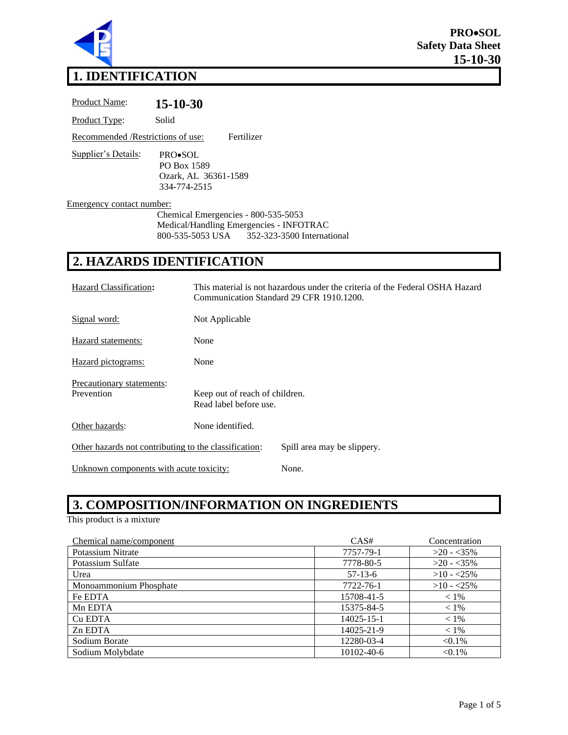**PRO•SOL**
**Safety Data Sheet**
**15-10-30**

# 1. IDENTIFICATION

Product Name: **15-10-30**

Product Type: Solid

Recommended /Restrictions of use: Fertilizer

Supplier's Details:
PRO•SOL
PO Box 1589
Ozark, AL 36361-1589
334-774-2515

Emergency contact number:
Chemical Emergencies - 800-535-5053
Medical/Handling Emergencies - INFOTRAC
800-535-5053 USA 352-323-3500 International

# 2. HAZARDS IDENTIFICATION

Hazard Classification**:** This material is not hazardous under the criteria of the Federal OSHA Hazard Communication Standard 29 CFR 1910.1200.

Signal word: Not Applicable

Hazard statements: None

Hazard pictograms: None

Precautionary statements:
Prevention: Keep out of reach of children.
Read label before use.

Other hazards: None identified.

Other hazards not contributing to the classification: Spill area may be slippery.

Unknown components with acute toxicity: None.

# 3. COMPOSITION/INFORMATION ON INGREDIENTS

This product is a mixture

| Chemical name/component | CAS# | Concentration |
|---|---|---|
| Potassium Nitrate | 7757-79-1 | >20 - <35% |
| Potassium Sulfate | 7778-80-5 | >20 - <35% |
| Urea | 57-13-6 | >10 - <25% |
| Monoammonium Phosphate | 7722-76-1 | >10 - <25% |
| Fe EDTA | 15708-41-5 | < 1% |
| Mn EDTA | 15375-84-5 | < 1% |
| Cu EDTA | 14025-15-1 | < 1% |
| Zn EDTA | 14025-21-9 | < 1% |
| Sodium Borate | 12280-03-4 | <0.1% |
| Sodium Molybdate | 10102-40-6 | <0.1% |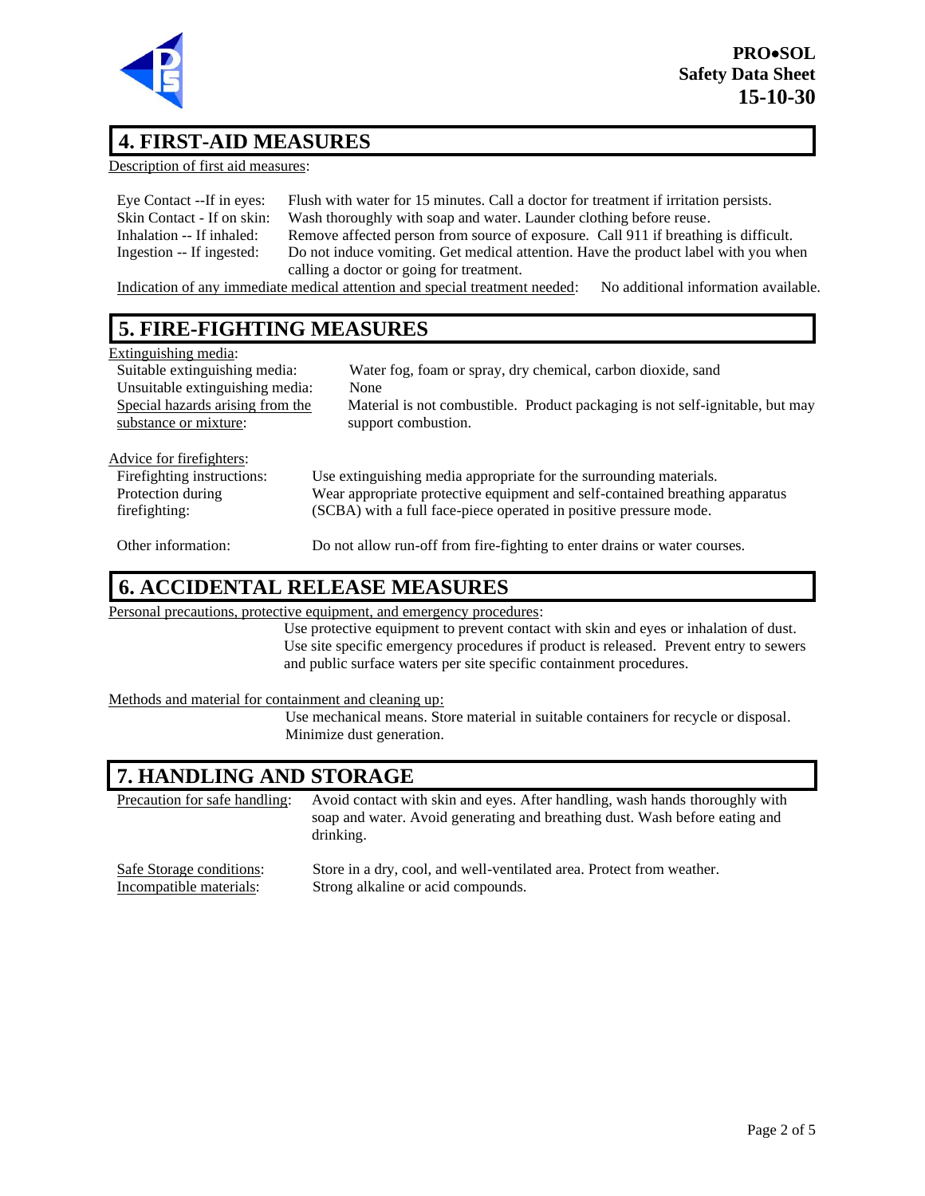## 4. FIRST-AID MEASURES

Description of first aid measures:

Eye Contact --If in eyes: Flush with water for 15 minutes. Call a doctor for treatment if irritation persists.
Skin Contact - If on skin: Wash thoroughly with soap and water. Launder clothing before reuse.
Inhalation -- If inhaled: Remove affected person from source of exposure. Call 911 if breathing is difficult.
Ingestion -- If ingested: Do not induce vomiting. Get medical attention. Have the product label with you when calling a doctor or going for treatment.

Indication of any immediate medical attention and special treatment needed: No additional information available.

## 5. FIRE-FIGHTING MEASURES

Extinguishing media:
Suitable extinguishing media: Water fog, foam or spray, dry chemical, carbon dioxide, sand
Unsuitable extinguishing media: None
Special hazards arising from the substance or mixture: Material is not combustible. Product packaging is not self-ignitable, but may support combustion.

Advice for firefighters:
Firefighting instructions: Use extinguishing media appropriate for the surrounding materials.
Protection during firefighting: Wear appropriate protective equipment and self-contained breathing apparatus (SCBA) with a full face-piece operated in positive pressure mode.

Other information: Do not allow run-off from fire-fighting to enter drains or water courses.

## 6. ACCIDENTAL RELEASE MEASURES

Personal precautions, protective equipment, and emergency procedures:
Use protective equipment to prevent contact with skin and eyes or inhalation of dust. Use site specific emergency procedures if product is released. Prevent entry to sewers and public surface waters per site specific containment procedures.

Methods and material for containment and cleaning up:
Use mechanical means. Store material in suitable containers for recycle or disposal. Minimize dust generation.

## 7. HANDLING AND STORAGE

Precaution for safe handling: Avoid contact with skin and eyes. After handling, wash hands thoroughly with soap and water. Avoid generating and breathing dust. Wash before eating and drinking.

Safe Storage conditions: Store in a dry, cool, and well-ventilated area. Protect from weather.
Incompatible materials: Strong alkaline or acid compounds.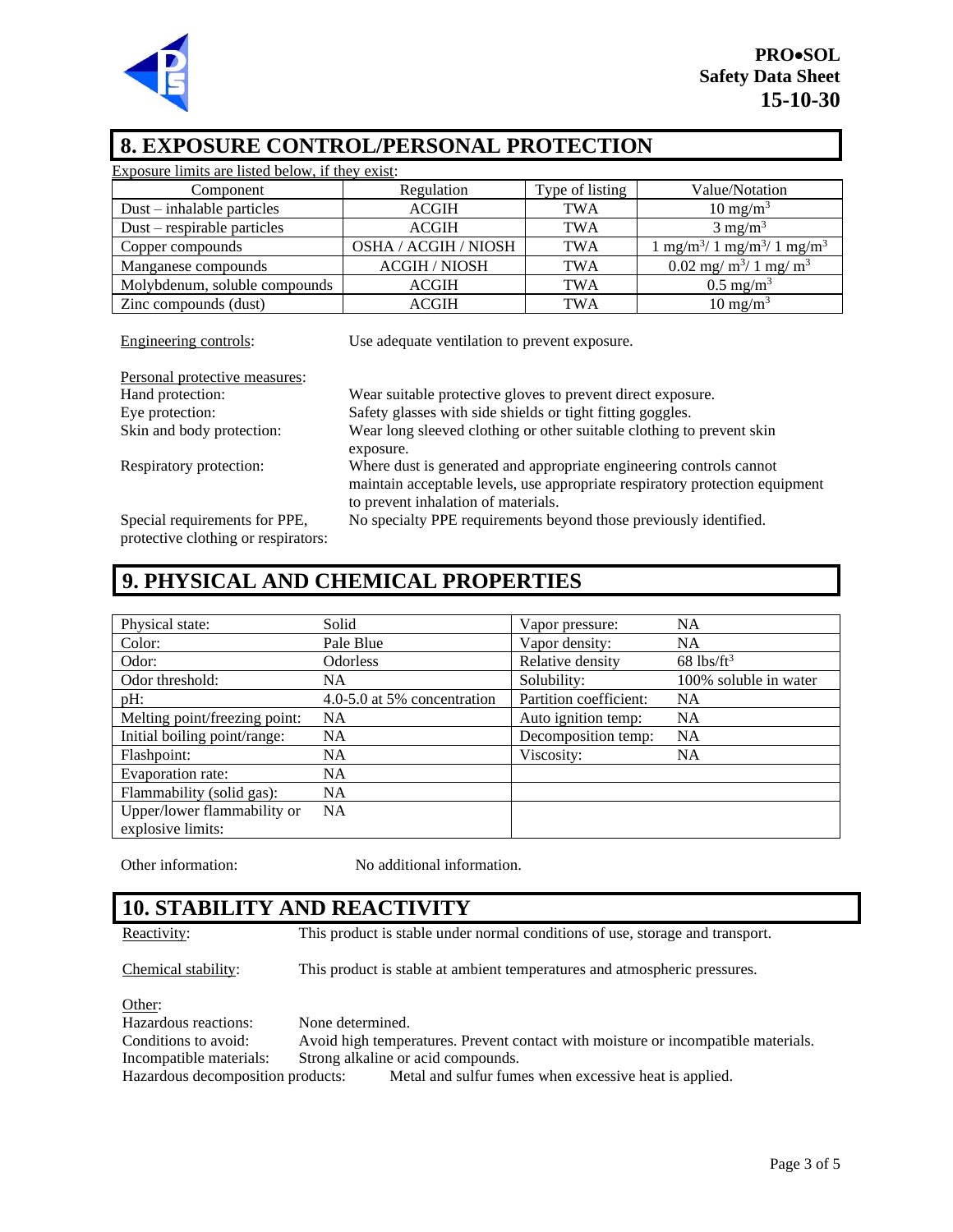## 8. EXPOSURE CONTROL/PERSONAL PROTECTION

Exposure limits are listed below, if they exist:

| Component | Regulation | Type of listing | Value/Notation |
|---|---|---|---|
| Dust – inhalable particles | ACGIH | TWA | 10 $mg/m^3$ |
| Dust – respirable particles | ACGIH | TWA | 3 $mg/m^3$ |
| Copper compounds | OSHA / ACGIH / NIOSH | TWA | 1 $mg/m^3$/ 1 $mg/m^3$/ 1 $mg/m^3$ |
| Manganese compounds | ACGIH / NIOSH | TWA | 0.02 $mg/m^3$/ 1 $mg/m^3$ |
| Molybdenum, soluble compounds | ACGIH | TWA | 0.5 $mg/m^3$ |
| Zinc compounds (dust) | ACGIH | TWA | 10 $mg/m^3$ |

Engineering controls: Use adequate ventilation to prevent exposure.

Personal protective measures:

Hand protection: Wear suitable protective gloves to prevent direct exposure.

Eye protection: Safety glasses with side shields or tight fitting goggles.

Skin and body protection: Wear long sleeved clothing or other suitable clothing to prevent skin exposure.

Respiratory protection: Where dust is generated and appropriate engineering controls cannot maintain acceptable levels, use appropriate respiratory protection equipment to prevent inhalation of materials.

Special requirements for PPE, protective clothing or respirators: No specialty PPE requirements beyond those previously identified.

## 9. PHYSICAL AND CHEMICAL PROPERTIES

| Property | Value | Property | Value |
|---|---|---|---|
| Physical state: | Solid | Vapor pressure: | NA |
| Color: | Pale Blue | Vapor density: | NA |
| Odor: | Odorless | Relative density | 68 $lbs/ft^3$ |
| Odor threshold: | NA | Solubility: | 100% soluble in water |
| pH: | 4.0-5.0 at 5% concentration | Partition coefficient: | NA |
| Melting point/freezing point: | NA | Auto ignition temp: | NA |
| Initial boiling point/range: | NA | Decomposition temp: | NA |
| Flashpoint: | NA | Viscosity: | NA |
| Evaporation rate: | NA | | |
| Flammability (solid gas): | NA | | |
| Upper/lower flammability or explosive limits: | NA | | |

Other information: No additional information.

## 10. STABILITY AND REACTIVITY

Reactivity: This product is stable under normal conditions of use, storage and transport.

Chemical stability: This product is stable at ambient temperatures and atmospheric pressures.

Other:

Hazardous reactions: None determined.

Conditions to avoid: Avoid high temperatures. Prevent contact with moisture or incompatible materials.

Incompatible materials: Strong alkaline or acid compounds.

Hazardous decomposition products: Metal and sulfur fumes when excessive heat is applied.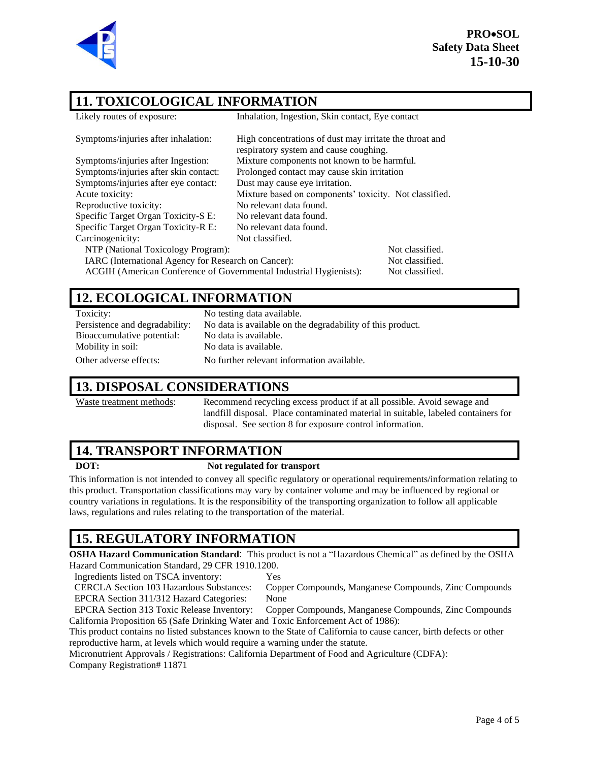## 11. TOXICOLOGICAL INFORMATION

| | |
|---|---|
| Likely routes of exposure: | Inhalation, Ingestion, Skin contact, Eye contact |
| Symptoms/injuries after inhalation: | High concentrations of dust may irritate the throat and respiratory system and cause coughing. |
| Symptoms/injuries after Ingestion: | Mixture components not known to be harmful. |
| Symptoms/injuries after skin contact: | Prolonged contact may cause skin irritation |
| Symptoms/injuries after eye contact: | Dust may cause eye irritation. |
| Acute toxicity: | Mixture based on components' toxicity. Not classified. |
| Reproductive toxicity: | No relevant data found. |
| Specific Target Organ Toxicity-S E: | No relevant data found. |
| Specific Target Organ Toxicity-R E: | No relevant data found. |
| Carcinogenicity: | Not classified. |

| | |
|---|---|
| NTP (National Toxicology Program): | Not classified. |
| IARC (International Agency for Research on Cancer): | Not classified. |
| ACGIH (American Conference of Governmental Industrial Hygienists): | Not classified. |

## 12. ECOLOGICAL INFORMATION

| | |
|---|---|
| Toxicity: | No testing data available. |
| Persistence and degradability: | No data is available on the degradability of this product. |
| Bioaccumulative potential: | No data is available. |
| Mobility in soil: | No data is available. |
| Other adverse effects: | No further relevant information available. |

## 13. DISPOSAL CONSIDERATIONS

Waste treatment methods: Recommend recycling excess product if at all possible. Avoid sewage and landfill disposal. Place contaminated material in suitable, labeled containers for disposal. See section 8 for exposure control information.

## 14. TRANSPORT INFORMATION

**DOT:** **Not regulated for transport**

This information is not intended to convey all specific regulatory or operational requirements/information relating to this product. Transportation classifications may vary by container volume and may be influenced by regional or country variations in regulations. It is the responsibility of the transporting organization to follow all applicable laws, regulations and rules relating to the transportation of the material.

## 15. REGULATORY INFORMATION

**OSHA Hazard Communication Standard**: This product is not a "Hazardous Chemical" as defined by the OSHA Hazard Communication Standard, 29 CFR 1910.1200.

| | |
|---|---|
| Ingredients listed on TSCA inventory: | Yes |
| CERCLA Section 103 Hazardous Substances: | Copper Compounds, Manganese Compounds, Zinc Compounds |
| EPCRA Section 311/312 Hazard Categories: | None |
| EPCRA Section 313 Toxic Release Inventory: | Copper Compounds, Manganese Compounds, Zinc Compounds |

California Proposition 65 (Safe Drinking Water and Toxic Enforcement Act of 1986):

This product contains no listed substances known to the State of California to cause cancer, birth defects or other reproductive harm, at levels which would require a warning under the statute.

Micronutrient Approvals / Registrations: California Department of Food and Agriculture (CDFA): Company Registration# 11871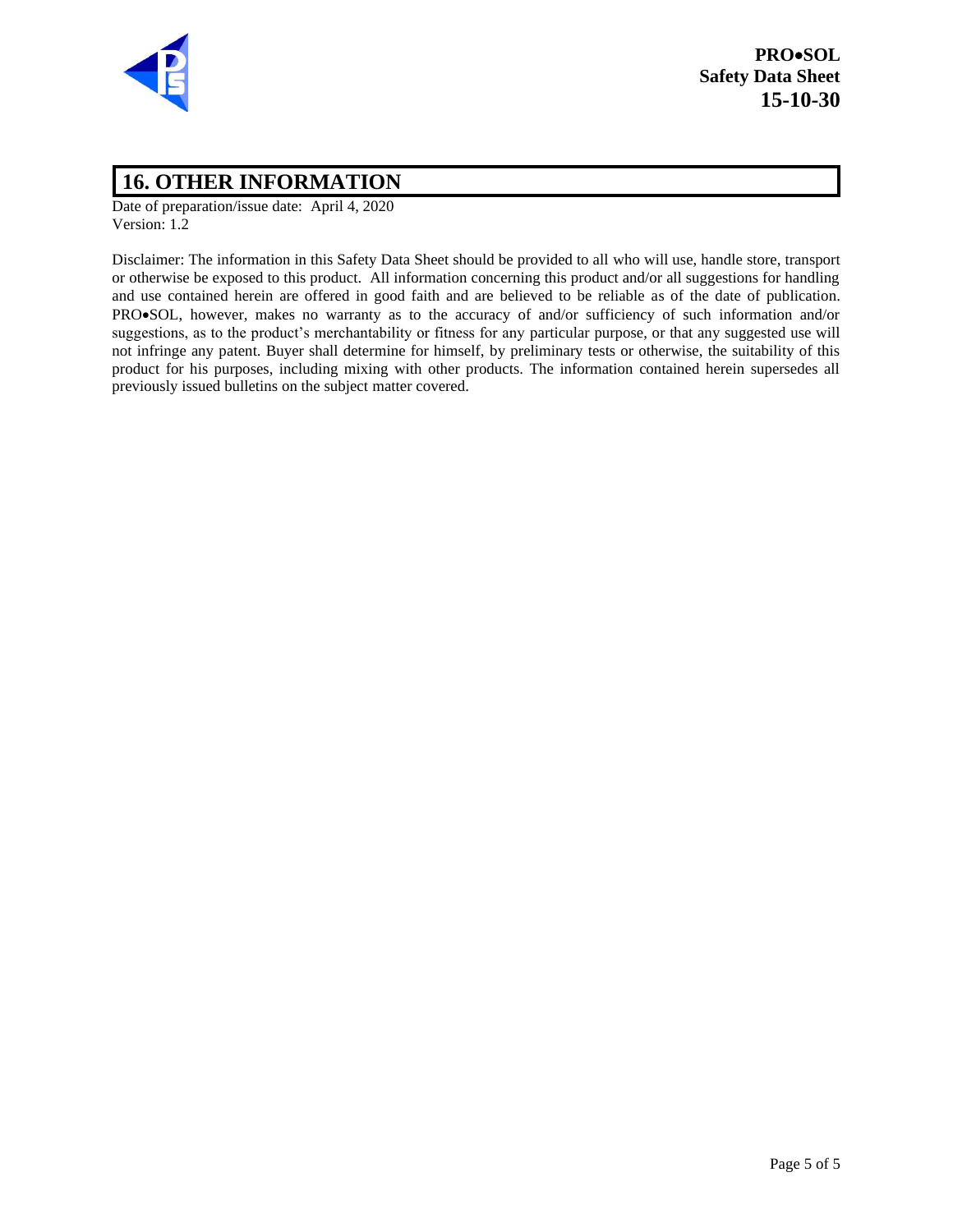## 16. OTHER INFORMATION

Date of preparation/issue date: April 4, 2020
Version: 1.2

Disclaimer: The information in this Safety Data Sheet should be provided to all who will use, handle store, transport or otherwise be exposed to this product. All information concerning this product and/or all suggestions for handling and use contained herein are offered in good faith and are believed to be reliable as of the date of publication. PRO•SOL, however, makes no warranty as to the accuracy of and/or sufficiency of such information and/or suggestions, as to the product's merchantability or fitness for any particular purpose, or that any suggested use will not infringe any patent. Buyer shall determine for himself, by preliminary tests or otherwise, the suitability of this product for his purposes, including mixing with other products. The information contained herein supersedes all previously issued bulletins on the subject matter covered.